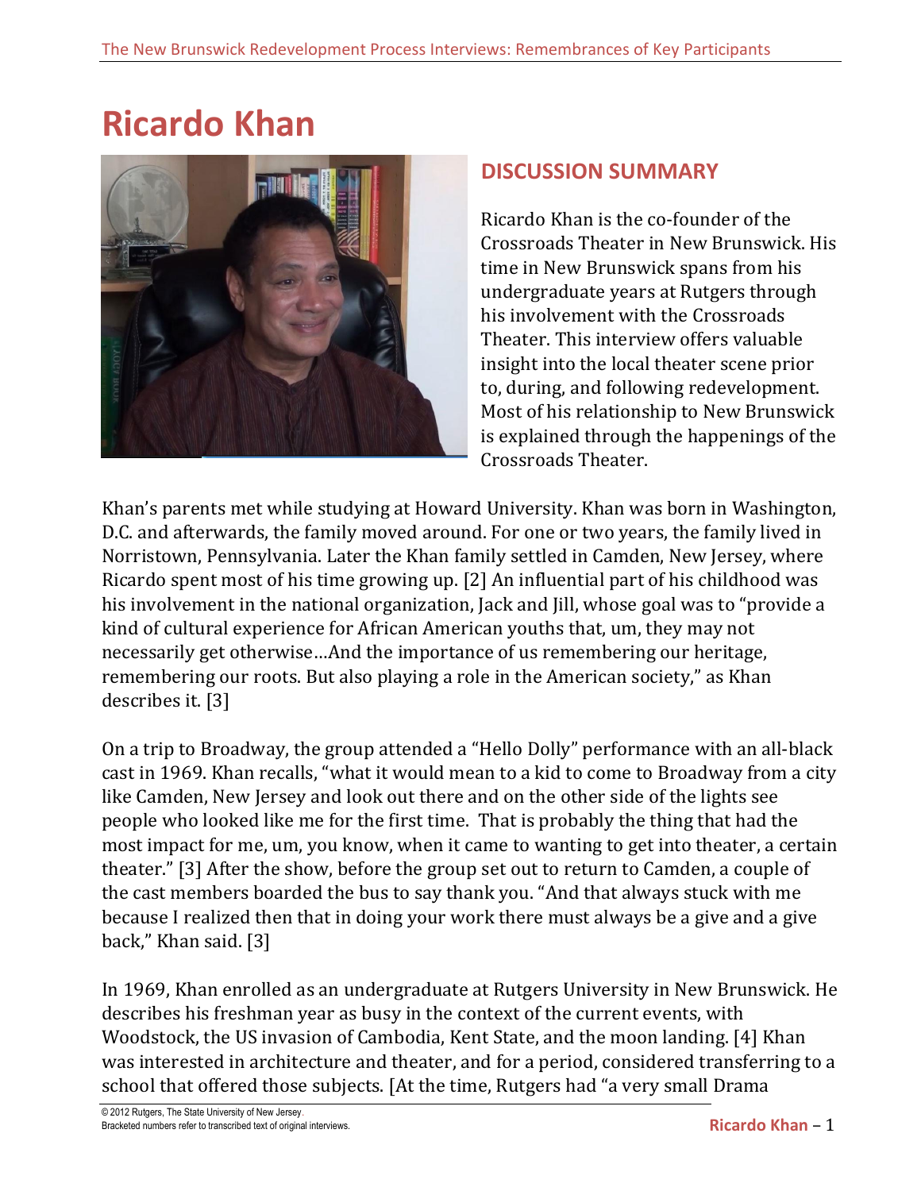# Ricardo Khan

## DISCUSSION SUMMARY

Ricardo Khan is the co-founder of the Crossroads Theater in New Brunswick. His time in New Brunswick spans from his undergraduate years at Rutgers through his involvement with the Crossroads Theater. This interview offers valuable insight into the local theater scene prior to, during, and following redevelopment. Most of his relationship to New Brunswick is explained through the happenings of the Crossroads Theater.

Khan's parents met while studying at Howard University. Khan was born in Washington, D.C. and afterwards, the family moved around. For one or two years, the family lived in Norristown, Pennsylvania. Later the Khan family settled in Camden, New Jersey, where Ricardo spent most of his time growing up. [2] An influential part of his childhood was his involvement in the national organization, Jack and Jill, whose goal was to "provide a kind of cultural experience for African American youths that, um, they may not necessarily get otherwise…And the importance of us remembering our heritage, remembering our roots. But also playing a role in the American society," as Khan describes it. [3]

On a trip to Broadway, the group attended a "Hello Dolly" performance with an all-black cast in 1969. Khan recalls, "what it would mean to a kid to come to Broadway from a city like Camden, New Jersey and look out there and on the other side of the lights see people who looked like me for the first time. That is probably the thing that had the most impact for me, um, you know, when it came to wanting to get into theater, a certain theater." [3] After the show, before the group set out to return to Camden, a couple of the cast members boarded the bus to say thank you. "And that always stuck with me because I realized then that in doing your work there must always be a give and a give back," Khan said. [3]

In 1969, Khan enrolled as an undergraduate at Rutgers University in New Brunswick. He describes his freshman year as busy in the context of the current events, with Woodstock, the US invasion of Cambodia, Kent State, and the moon landing. [4] Khan was interested in architecture and theater, and for a period, considered transferring to a school that offered those subjects. [At the time, Rutgers had "a very small Drama

© 2012 Rutgers, The State University of New Jersey.
Bracketed numbers refer to transcribed text of original interviews.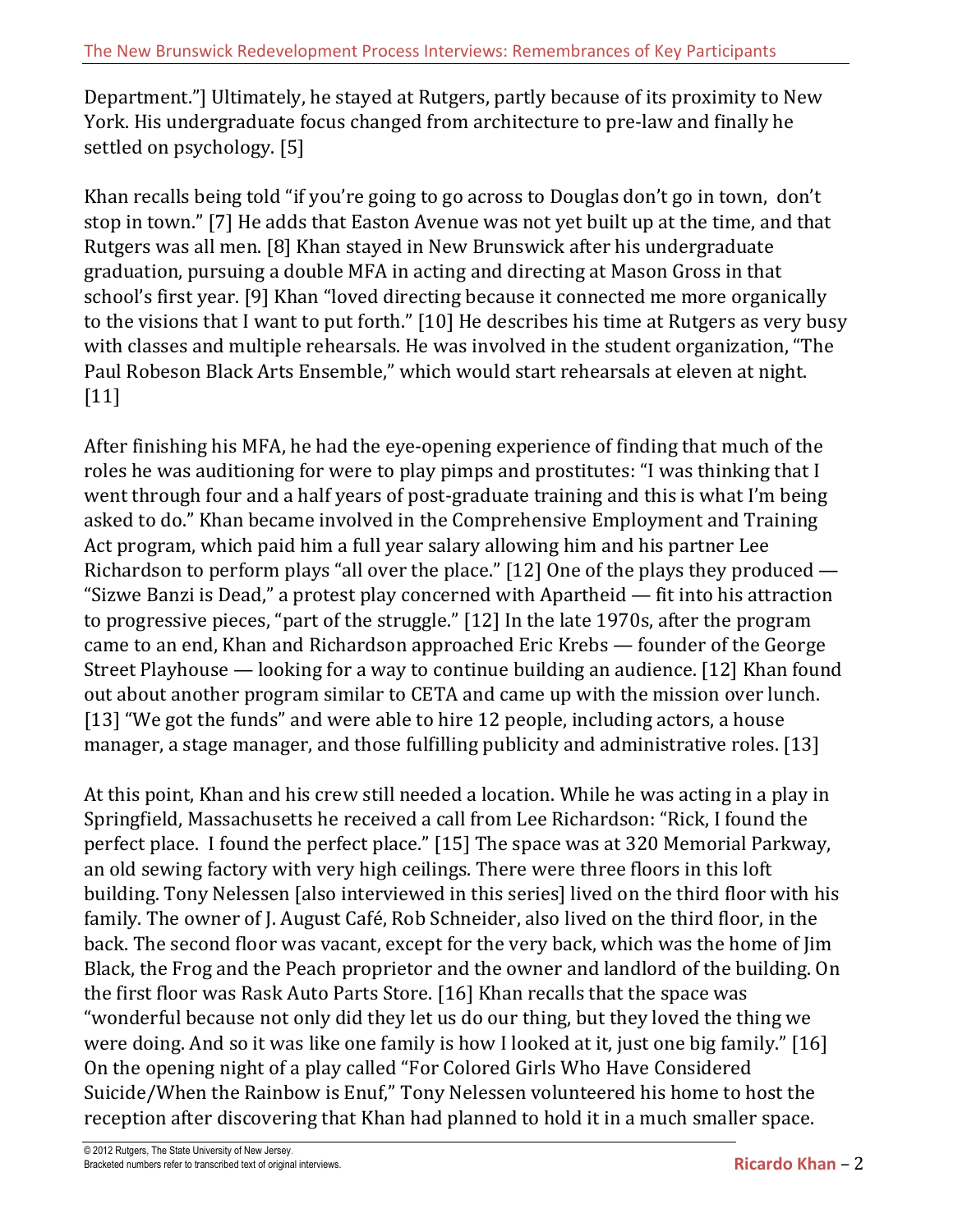Department."] Ultimately, he stayed at Rutgers, partly because of its proximity to New York. His undergraduate focus changed from architecture to pre-law and finally he settled on psychology. [5]

Khan recalls being told "if you're going to go across to Douglas don't go in town, don't stop in town." [7] He adds that Easton Avenue was not yet built up at the time, and that Rutgers was all men. [8] Khan stayed in New Brunswick after his undergraduate graduation, pursuing a double MFA in acting and directing at Mason Gross in that school's first year. [9] Khan "loved directing because it connected me more organically to the visions that I want to put forth." [10] He describes his time at Rutgers as very busy with classes and multiple rehearsals. He was involved in the student organization, "The Paul Robeson Black Arts Ensemble," which would start rehearsals at eleven at night. [11]

After finishing his MFA, he had the eye-opening experience of finding that much of the roles he was auditioning for were to play pimps and prostitutes: "I was thinking that I went through four and a half years of post-graduate training and this is what I'm being asked to do." Khan became involved in the Comprehensive Employment and Training Act program, which paid him a full year salary allowing him and his partner Lee Richardson to perform plays "all over the place." [12] One of the plays they produced — "Sizwe Banzi is Dead," a protest play concerned with Apartheid — fit into his attraction to progressive pieces, "part of the struggle." [12] In the late 1970s, after the program came to an end, Khan and Richardson approached Eric Krebs — founder of the George Street Playhouse — looking for a way to continue building an audience. [12] Khan found out about another program similar to CETA and came up with the mission over lunch. [13] "We got the funds" and were able to hire 12 people, including actors, a house manager, a stage manager, and those fulfilling publicity and administrative roles. [13]

At this point, Khan and his crew still needed a location. While he was acting in a play in Springfield, Massachusetts he received a call from Lee Richardson: "Rick, I found the perfect place. I found the perfect place." [15] The space was at 320 Memorial Parkway, an old sewing factory with very high ceilings. There were three floors in this loft building. Tony Nelessen [also interviewed in this series] lived on the third floor with his family. The owner of J. August Café, Rob Schneider, also lived on the third floor, in the back. The second floor was vacant, except for the very back, which was the home of Jim Black, the Frog and the Peach proprietor and the owner and landlord of the building. On the first floor was Rask Auto Parts Store. [16] Khan recalls that the space was "wonderful because not only did they let us do our thing, but they loved the thing we were doing. And so it was like one family is how I looked at it, just one big family." [16] On the opening night of a play called "For Colored Girls Who Have Considered Suicide/When the Rainbow is Enuf," Tony Nelessen volunteered his home to host the reception after discovering that Khan had planned to hold it in a much smaller space.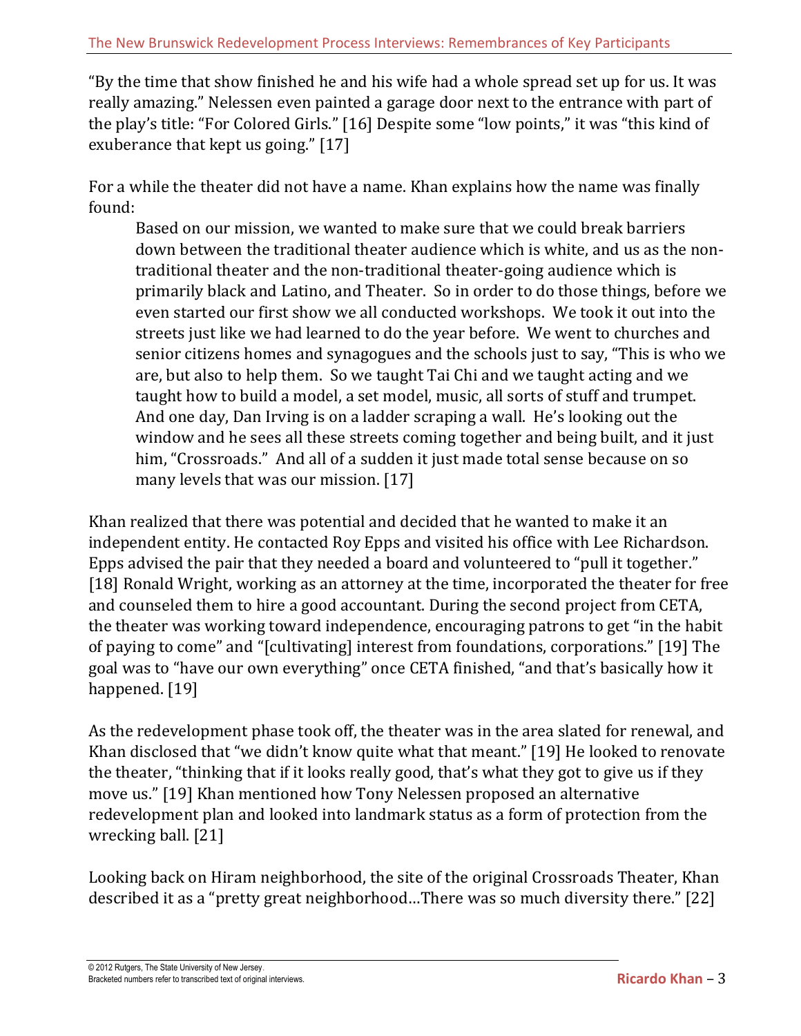"By the time that show finished he and his wife had a whole spread set up for us. It was really amazing." Nelessen even painted a garage door next to the entrance with part of the play's title: "For Colored Girls." [16] Despite some "low points," it was "this kind of exuberance that kept us going." [17]

For a while the theater did not have a name. Khan explains how the name was finally found:

> Based on our mission, we wanted to make sure that we could break barriers down between the traditional theater audience which is white, and us as the non-traditional theater and the non-traditional theater-going audience which is primarily black and Latino, and Theater. So in order to do those things, before we even started our first show we all conducted workshops. We took it out into the streets just like we had learned to do the year before. We went to churches and senior citizens homes and synagogues and the schools just to say, "This is who we are, but also to help them. So we taught Tai Chi and we taught acting and we taught how to build a model, a set model, music, all sorts of stuff and trumpet. And one day, Dan Irving is on a ladder scraping a wall. He's looking out the window and he sees all these streets coming together and being built, and it just him, "Crossroads." And all of a sudden it just made total sense because on so many levels that was our mission. [17]

Khan realized that there was potential and decided that he wanted to make it an independent entity. He contacted Roy Epps and visited his office with Lee Richardson. Epps advised the pair that they needed a board and volunteered to "pull it together." [18] Ronald Wright, working as an attorney at the time, incorporated the theater for free and counseled them to hire a good accountant. During the second project from CETA, the theater was working toward independence, encouraging patrons to get "in the habit of paying to come" and "[cultivating] interest from foundations, corporations." [19] The goal was to "have our own everything" once CETA finished, "and that's basically how it happened. [19]

As the redevelopment phase took off, the theater was in the area slated for renewal, and Khan disclosed that "we didn't know quite what that meant." [19] He looked to renovate the theater, "thinking that if it looks really good, that's what they got to give us if they move us." [19] Khan mentioned how Tony Nelessen proposed an alternative redevelopment plan and looked into landmark status as a form of protection from the wrecking ball. [21]

Looking back on Hiram neighborhood, the site of the original Crossroads Theater, Khan described it as a "pretty great neighborhood…There was so much diversity there." [22]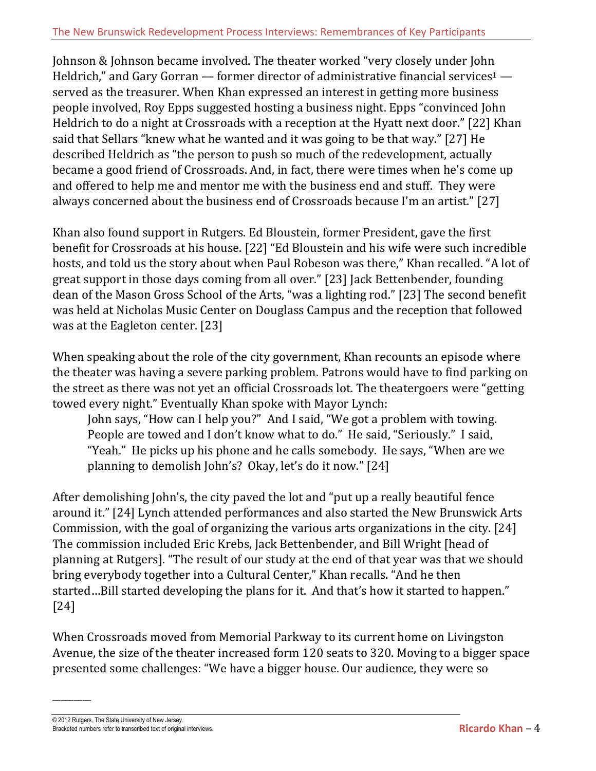Johnson & Johnson became involved. The theater worked "very closely under John Heldrich," and Gary Gorran — former director of administrative financial services[1] — served as the treasurer. When Khan expressed an interest in getting more business people involved, Roy Epps suggested hosting a business night. Epps "convinced John Heldrich to do a night at Crossroads with a reception at the Hyatt next door." [22] Khan said that Sellars "knew what he wanted and it was going to be that way." [27] He described Heldrich as "the person to push so much of the redevelopment, actually became a good friend of Crossroads. And, in fact, there were times when he's come up and offered to help me and mentor me with the business end and stuff. They were always concerned about the business end of Crossroads because I'm an artist." [27]

Khan also found support in Rutgers. Ed Bloustein, former President, gave the first benefit for Crossroads at his house. [22] "Ed Bloustein and his wife were such incredible hosts, and told us the story about when Paul Robeson was there," Khan recalled. "A lot of great support in those days coming from all over." [23] Jack Bettenbender, founding dean of the Mason Gross School of the Arts, "was a lighting rod." [23] The second benefit was held at Nicholas Music Center on Douglass Campus and the reception that followed was at the Eagleton center. [23]

When speaking about the role of the city government, Khan recounts an episode where the theater was having a severe parking problem. Patrons would have to find parking on the street as there was not yet an official Crossroads lot. The theatergoers were "getting towed every night." Eventually Khan spoke with Mayor Lynch:

> John says, "How can I help you?" And I said, "We got a problem with towing. People are towed and I don't know what to do." He said, "Seriously." I said, "Yeah." He picks up his phone and he calls somebody. He says, "When are we planning to demolish John's? Okay, let's do it now." [24]

After demolishing John's, the city paved the lot and "put up a really beautiful fence around it." [24] Lynch attended performances and also started the New Brunswick Arts Commission, with the goal of organizing the various arts organizations in the city. [24] The commission included Eric Krebs, Jack Bettenbender, and Bill Wright [head of planning at Rutgers]. "The result of our study at the end of that year was that we should bring everybody together into a Cultural Center," Khan recalls. "And he then started…Bill started developing the plans for it. And that's how it started to happen." [24]

When Crossroads moved from Memorial Parkway to its current home on Livingston Avenue, the size of the theater increased form 120 seats to 320. Moving to a bigger space presented some challenges: "We have a bigger house. Our audience, they were so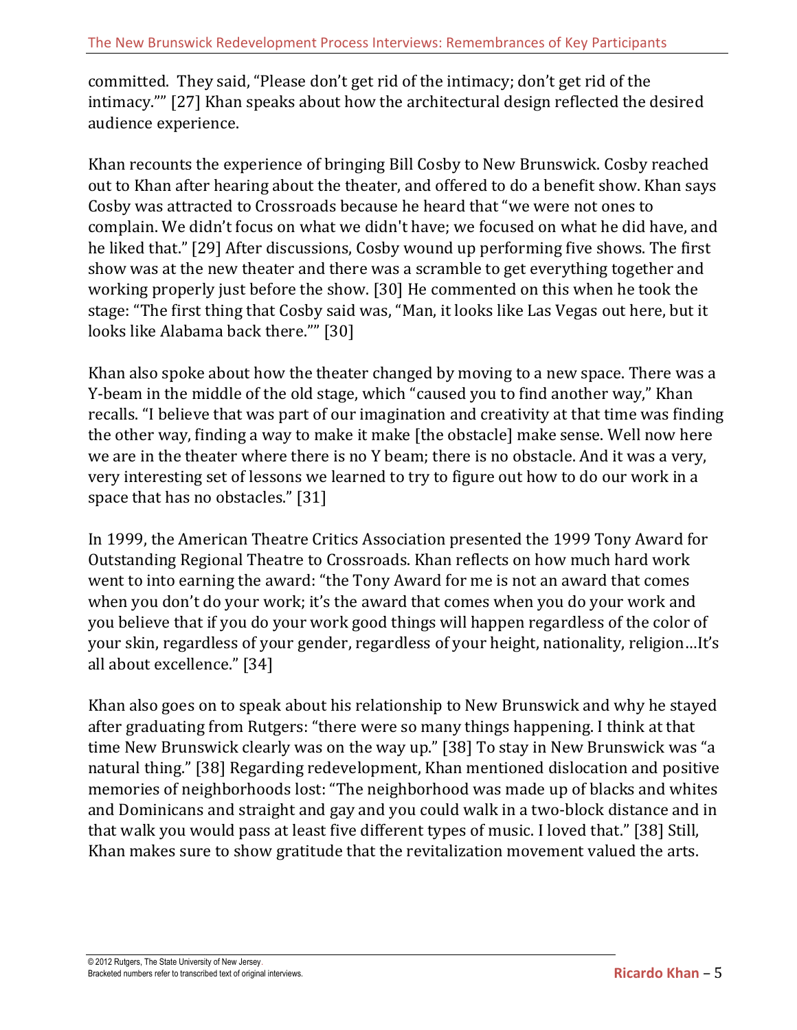committed. They said, "Please don't get rid of the intimacy; don't get rid of the intimacy."" [27] Khan speaks about how the architectural design reflected the desired audience experience.

Khan recounts the experience of bringing Bill Cosby to New Brunswick. Cosby reached out to Khan after hearing about the theater, and offered to do a benefit show. Khan says Cosby was attracted to Crossroads because he heard that "we were not ones to complain. We didn't focus on what we didn't have; we focused on what he did have, and he liked that." [29] After discussions, Cosby wound up performing five shows. The first show was at the new theater and there was a scramble to get everything together and working properly just before the show. [30] He commented on this when he took the stage: "The first thing that Cosby said was, "Man, it looks like Las Vegas out here, but it looks like Alabama back there."" [30]

Khan also spoke about how the theater changed by moving to a new space. There was a Y-beam in the middle of the old stage, which "caused you to find another way," Khan recalls. "I believe that was part of our imagination and creativity at that time was finding the other way, finding a way to make it make [the obstacle] make sense. Well now here we are in the theater where there is no Y beam; there is no obstacle. And it was a very, very interesting set of lessons we learned to try to figure out how to do our work in a space that has no obstacles." [31]

In 1999, the American Theatre Critics Association presented the 1999 Tony Award for Outstanding Regional Theatre to Crossroads. Khan reflects on how much hard work went to into earning the award: "the Tony Award for me is not an award that comes when you don't do your work; it's the award that comes when you do your work and you believe that if you do your work good things will happen regardless of the color of your skin, regardless of your gender, regardless of your height, nationality, religion…It's all about excellence." [34]

Khan also goes on to speak about his relationship to New Brunswick and why he stayed after graduating from Rutgers: "there were so many things happening. I think at that time New Brunswick clearly was on the way up." [38] To stay in New Brunswick was "a natural thing." [38] Regarding redevelopment, Khan mentioned dislocation and positive memories of neighborhoods lost: "The neighborhood was made up of blacks and whites and Dominicans and straight and gay and you could walk in a two-block distance and in that walk you would pass at least five different types of music. I loved that." [38] Still, Khan makes sure to show gratitude that the revitalization movement valued the arts.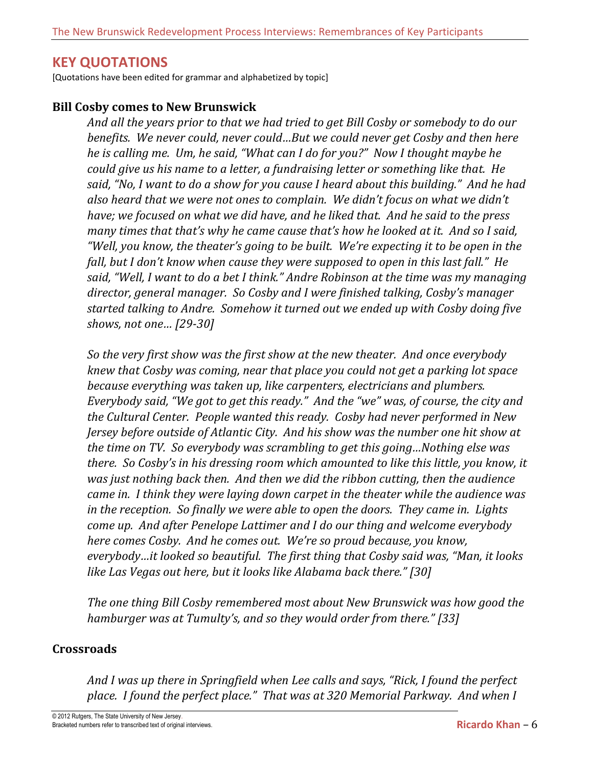## KEY QUOTATIONS

[Quotations have been edited for grammar and alphabetized by topic]

### Bill Cosby comes to New Brunswick

*And all the years prior to that we had tried to get Bill Cosby or somebody to do our benefits. We never could, never could…But we could never get Cosby and then here he is calling me. Um, he said, "What can I do for you?" Now I thought maybe he could give us his name to a letter, a fundraising letter or something like that. He said, "No, I want to do a show for you cause I heard about this building." And he had also heard that we were not ones to complain. We didn't focus on what we didn't have; we focused on what we did have, and he liked that. And he said to the press many times that that's why he came cause that's how he looked at it. And so I said, "Well, you know, the theater's going to be built. We're expecting it to be open in the fall, but I don't know when cause they were supposed to open in this last fall." He said, "Well, I want to do a bet I think." Andre Robinson at the time was my managing director, general manager. So Cosby and I were finished talking, Cosby's manager started talking to Andre. Somehow it turned out we ended up with Cosby doing five shows, not one… [29-30]*

*So the very first show was the first show at the new theater. And once everybody knew that Cosby was coming, near that place you could not get a parking lot space because everything was taken up, like carpenters, electricians and plumbers. Everybody said, "We got to get this ready." And the "we" was, of course, the city and the Cultural Center. People wanted this ready. Cosby had never performed in New Jersey before outside of Atlantic City. And his show was the number one hit show at the time on TV. So everybody was scrambling to get this going…Nothing else was there. So Cosby's in his dressing room which amounted to like this little, you know, it was just nothing back then. And then we did the ribbon cutting, then the audience came in. I think they were laying down carpet in the theater while the audience was in the reception. So finally we were able to open the doors. They came in. Lights come up. And after Penelope Lattimer and I do our thing and welcome everybody here comes Cosby. And he comes out. We're so proud because, you know, everybody…it looked so beautiful. The first thing that Cosby said was, "Man, it looks like Las Vegas out here, but it looks like Alabama back there." [30]*

*The one thing Bill Cosby remembered most about New Brunswick was how good the hamburger was at Tumulty's, and so they would order from there." [33]*

### Crossroads

*And I was up there in Springfield when Lee calls and says, "Rick, I found the perfect place. I found the perfect place." That was at 320 Memorial Parkway. And when I*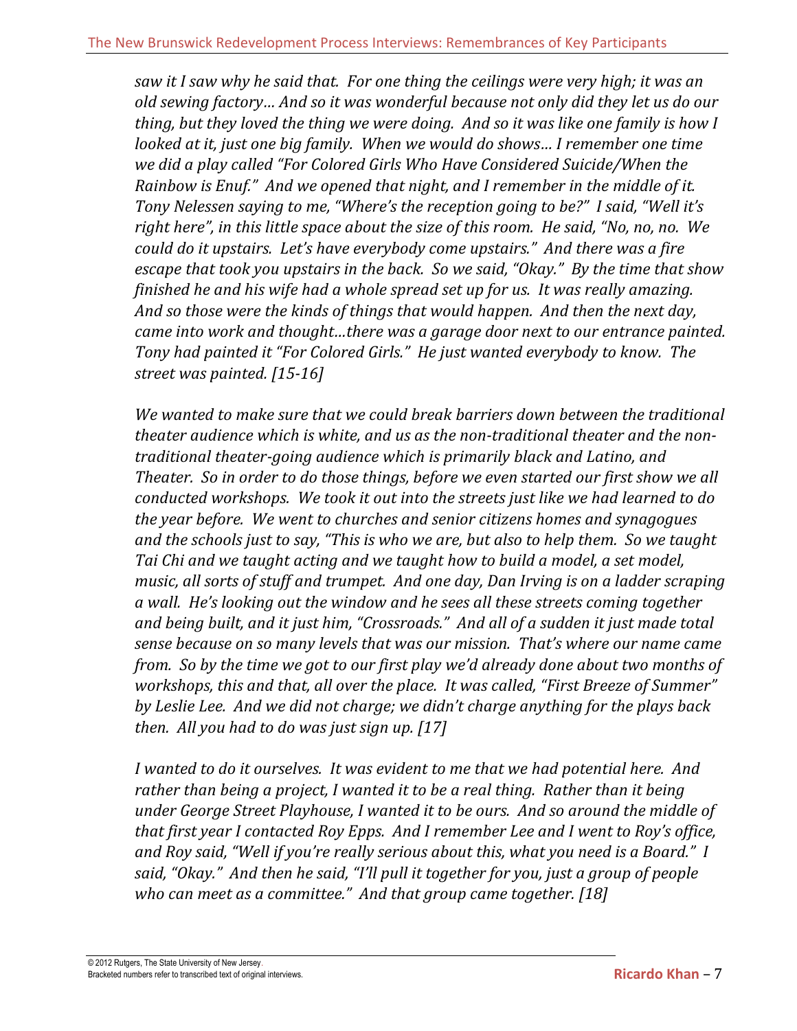*saw it I saw why he said that. For one thing the ceilings were very high; it was an old sewing factory… And so it was wonderful because not only did they let us do our thing, but they loved the thing we were doing. And so it was like one family is how I looked at it, just one big family. When we would do shows… I remember one time we did a play called "For Colored Girls Who Have Considered Suicide/When the Rainbow is Enuf." And we opened that night, and I remember in the middle of it. Tony Nelessen saying to me, "Where's the reception going to be?" I said, "Well it's right here", in this little space about the size of this room. He said, "No, no, no. We could do it upstairs. Let's have everybody come upstairs." And there was a fire escape that took you upstairs in the back. So we said, "Okay." By the time that show finished he and his wife had a whole spread set up for us. It was really amazing. And so those were the kinds of things that would happen. And then the next day, came into work and thought…there was a garage door next to our entrance painted. Tony had painted it "For Colored Girls." He just wanted everybody to know. The street was painted. [15-16]*

*We wanted to make sure that we could break barriers down between the traditional theater audience which is white, and us as the non-traditional theater and the non-traditional theater-going audience which is primarily black and Latino, and Theater. So in order to do those things, before we even started our first show we all conducted workshops. We took it out into the streets just like we had learned to do the year before. We went to churches and senior citizens homes and synagogues and the schools just to say, "This is who we are, but also to help them. So we taught Tai Chi and we taught acting and we taught how to build a model, a set model, music, all sorts of stuff and trumpet. And one day, Dan Irving is on a ladder scraping a wall. He's looking out the window and he sees all these streets coming together and being built, and it just him, "Crossroads." And all of a sudden it just made total sense because on so many levels that was our mission. That's where our name came from. So by the time we got to our first play we'd already done about two months of workshops, this and that, all over the place. It was called, "First Breeze of Summer" by Leslie Lee. And we did not charge; we didn't charge anything for the plays back then. All you had to do was just sign up. [17]*

*I wanted to do it ourselves. It was evident to me that we had potential here. And rather than being a project, I wanted it to be a real thing. Rather than it being under George Street Playhouse, I wanted it to be ours. And so around the middle of that first year I contacted Roy Epps. And I remember Lee and I went to Roy's office, and Roy said, "Well if you're really serious about this, what you need is a Board." I said, "Okay." And then he said, "I'll pull it together for you, just a group of people who can meet as a committee." And that group came together. [18]*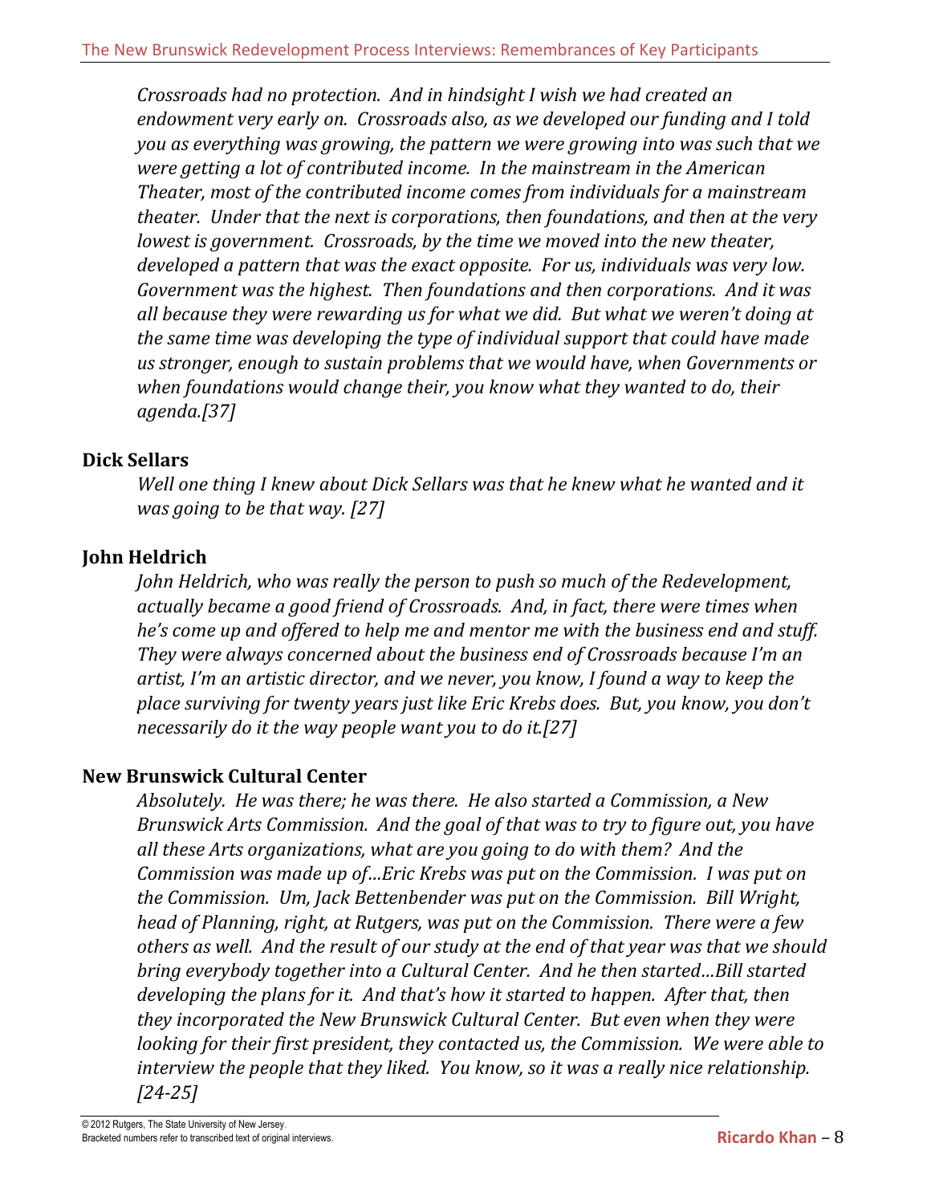*Crossroads had no protection. And in hindsight I wish we had created an endowment very early on. Crossroads also, as we developed our funding and I told you as everything was growing, the pattern we were growing into was such that we were getting a lot of contributed income. In the mainstream in the American Theater, most of the contributed income comes from individuals for a mainstream theater. Under that the next is corporations, then foundations, and then at the very lowest is government. Crossroads, by the time we moved into the new theater, developed a pattern that was the exact opposite. For us, individuals was very low. Government was the highest. Then foundations and then corporations. And it was all because they were rewarding us for what we did. But what we weren't doing at the same time was developing the type of individual support that could have made us stronger, enough to sustain problems that we would have, when Governments or when foundations would change their, you know what they wanted to do, their agenda.[37]*

## Dick Sellars

*Well one thing I knew about Dick Sellars was that he knew what he wanted and it was going to be that way. [27]*

## John Heldrich

*John Heldrich, who was really the person to push so much of the Redevelopment, actually became a good friend of Crossroads. And, in fact, there were times when he's come up and offered to help me and mentor me with the business end and stuff. They were always concerned about the business end of Crossroads because I'm an artist, I'm an artistic director, and we never, you know, I found a way to keep the place surviving for twenty years just like Eric Krebs does. But, you know, you don't necessarily do it the way people want you to do it.[27]*

## New Brunswick Cultural Center

*Absolutely. He was there; he was there. He also started a Commission, a New Brunswick Arts Commission. And the goal of that was to try to figure out, you have all these Arts organizations, what are you going to do with them? And the Commission was made up of…Eric Krebs was put on the Commission. I was put on the Commission. Um, Jack Bettenbender was put on the Commission. Bill Wright, head of Planning, right, at Rutgers, was put on the Commission. There were a few others as well. And the result of our study at the end of that year was that we should bring everybody together into a Cultural Center. And he then started…Bill started developing the plans for it. And that's how it started to happen. After that, then they incorporated the New Brunswick Cultural Center. But even when they were looking for their first president, they contacted us, the Commission. We were able to interview the people that they liked. You know, so it was a really nice relationship. [24-25]*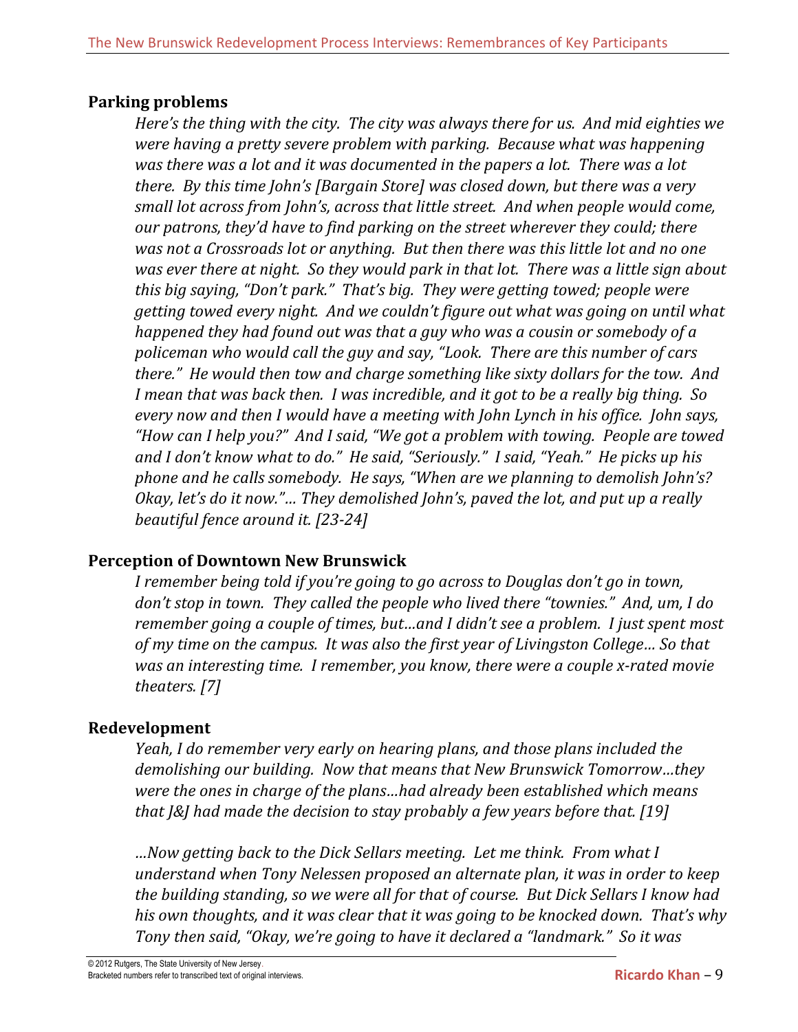## Parking problems

*Here's the thing with the city. The city was always there for us. And mid eighties we were having a pretty severe problem with parking. Because what was happening was there was a lot and it was documented in the papers a lot. There was a lot there. By this time John's [Bargain Store] was closed down, but there was a very small lot across from John's, across that little street. And when people would come, our patrons, they'd have to find parking on the street wherever they could; there was not a Crossroads lot or anything. But then there was this little lot and no one was ever there at night. So they would park in that lot. There was a little sign about this big saying, "Don't park." That's big. They were getting towed; people were getting towed every night. And we couldn't figure out what was going on until what happened they had found out was that a guy who was a cousin or somebody of a policeman who would call the guy and say, "Look. There are this number of cars there." He would then tow and charge something like sixty dollars for the tow. And I mean that was back then. I was incredible, and it got to be a really big thing. So every now and then I would have a meeting with John Lynch in his office. John says, "How can I help you?" And I said, "We got a problem with towing. People are towed and I don't know what to do." He said, "Seriously." I said, "Yeah." He picks up his phone and he calls somebody. He says, "When are we planning to demolish John's? Okay, let's do it now."… They demolished John's, paved the lot, and put up a really beautiful fence around it. [23-24]*

## Perception of Downtown New Brunswick

*I remember being told if you're going to go across to Douglas don't go in town, don't stop in town. They called the people who lived there "townies." And, um, I do remember going a couple of times, but…and I didn't see a problem. I just spent most of my time on the campus. It was also the first year of Livingston College… So that was an interesting time. I remember, you know, there were a couple x-rated movie theaters. [7]*

## Redevelopment

*Yeah, I do remember very early on hearing plans, and those plans included the demolishing our building. Now that means that New Brunswick Tomorrow…they were the ones in charge of the plans…had already been established which means that J&J had made the decision to stay probably a few years before that. [19]*

*…Now getting back to the Dick Sellars meeting. Let me think. From what I understand when Tony Nelessen proposed an alternate plan, it was in order to keep the building standing, so we were all for that of course. But Dick Sellars I know had his own thoughts, and it was clear that it was going to be knocked down. That's why Tony then said, "Okay, we're going to have it declared a "landmark." So it was*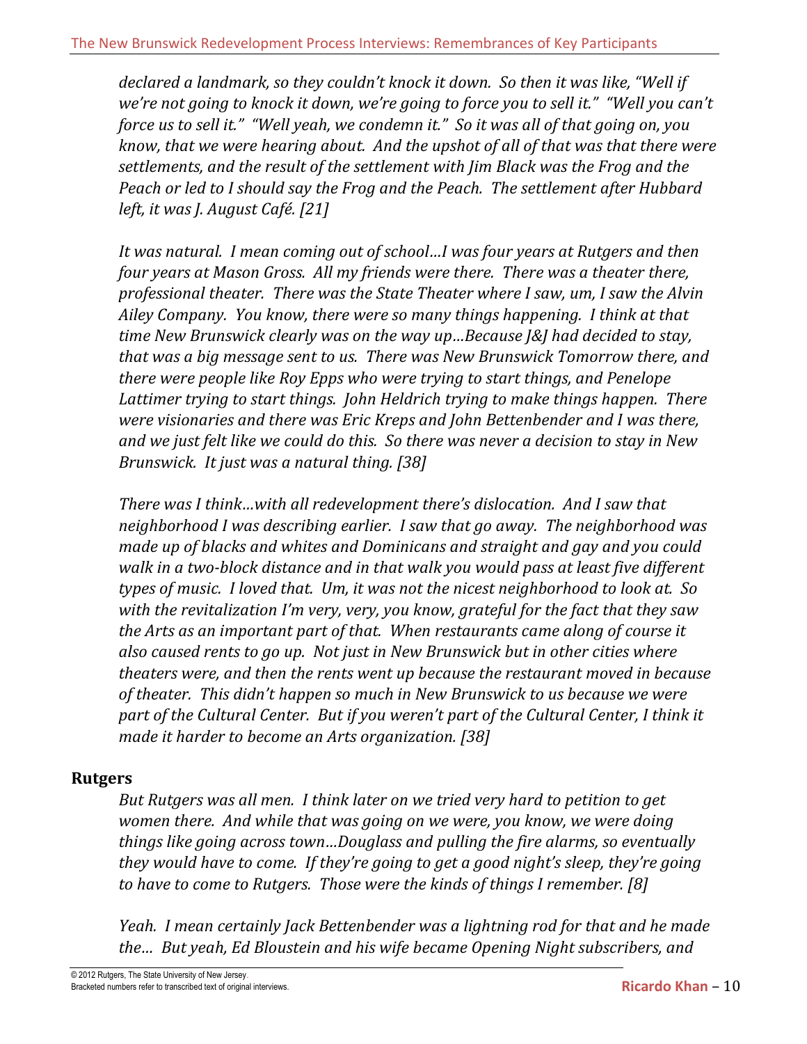*declared a landmark, so they couldn't knock it down. So then it was like, "Well if we're not going to knock it down, we're going to force you to sell it." "Well you can't force us to sell it." "Well yeah, we condemn it." So it was all of that going on, you know, that we were hearing about. And the upshot of all of that was that there were settlements, and the result of the settlement with Jim Black was the Frog and the Peach or led to I should say the Frog and the Peach. The settlement after Hubbard left, it was J. August Café. [21]*

*It was natural. I mean coming out of school…I was four years at Rutgers and then four years at Mason Gross. All my friends were there. There was a theater there, professional theater. There was the State Theater where I saw, um, I saw the Alvin Ailey Company. You know, there were so many things happening. I think at that time New Brunswick clearly was on the way up…Because J&J had decided to stay, that was a big message sent to us. There was New Brunswick Tomorrow there, and there were people like Roy Epps who were trying to start things, and Penelope Lattimer trying to start things. John Heldrich trying to make things happen. There were visionaries and there was Eric Kreps and John Bettenbender and I was there, and we just felt like we could do this. So there was never a decision to stay in New Brunswick. It just was a natural thing. [38]*

*There was I think…with all redevelopment there's dislocation. And I saw that neighborhood I was describing earlier. I saw that go away. The neighborhood was made up of blacks and whites and Dominicans and straight and gay and you could walk in a two-block distance and in that walk you would pass at least five different types of music. I loved that. Um, it was not the nicest neighborhood to look at. So with the revitalization I'm very, very, you know, grateful for the fact that they saw the Arts as an important part of that. When restaurants came along of course it also caused rents to go up. Not just in New Brunswick but in other cities where theaters were, and then the rents went up because the restaurant moved in because of theater. This didn't happen so much in New Brunswick to us because we were part of the Cultural Center. But if you weren't part of the Cultural Center, I think it made it harder to become an Arts organization. [38]*

## Rutgers

*But Rutgers was all men. I think later on we tried very hard to petition to get women there. And while that was going on we were, you know, we were doing things like going across town…Douglass and pulling the fire alarms, so eventually they would have to come. If they're going to get a good night's sleep, they're going to have to come to Rutgers. Those were the kinds of things I remember. [8]*

*Yeah. I mean certainly Jack Bettenbender was a lightning rod for that and he made the… But yeah, Ed Bloustein and his wife became Opening Night subscribers, and*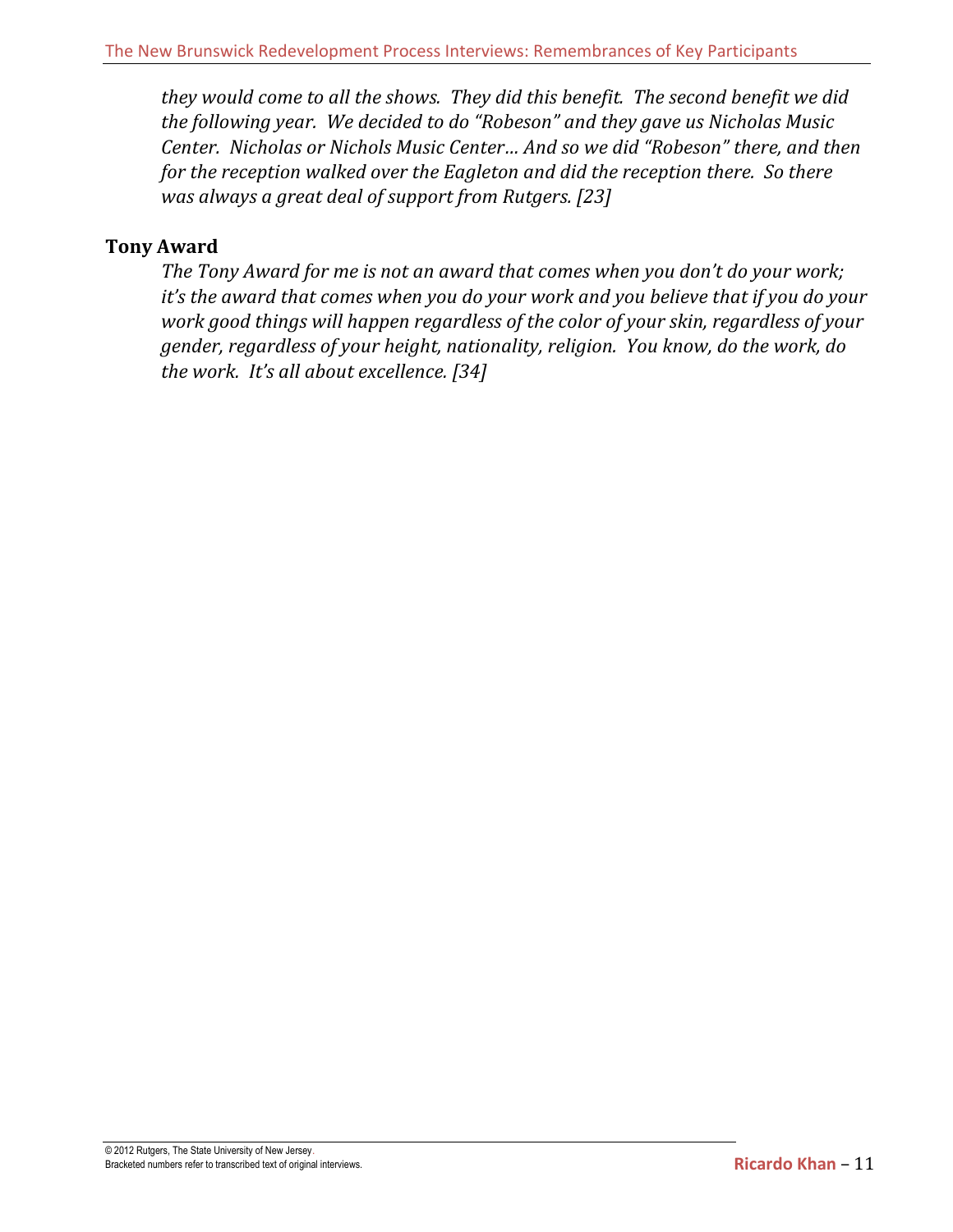*they would come to all the shows. They did this benefit. The second benefit we did the following year. We decided to do "Robeson" and they gave us Nicholas Music Center. Nicholas or Nichols Music Center… And so we did "Robeson" there, and then for the reception walked over the Eagleton and did the reception there. So there was always a great deal of support from Rutgers. [23]*

## Tony Award

*The Tony Award for me is not an award that comes when you don't do your work; it's the award that comes when you do your work and you believe that if you do your work good things will happen regardless of the color of your skin, regardless of your gender, regardless of your height, nationality, religion. You know, do the work, do the work. It's all about excellence. [34]*